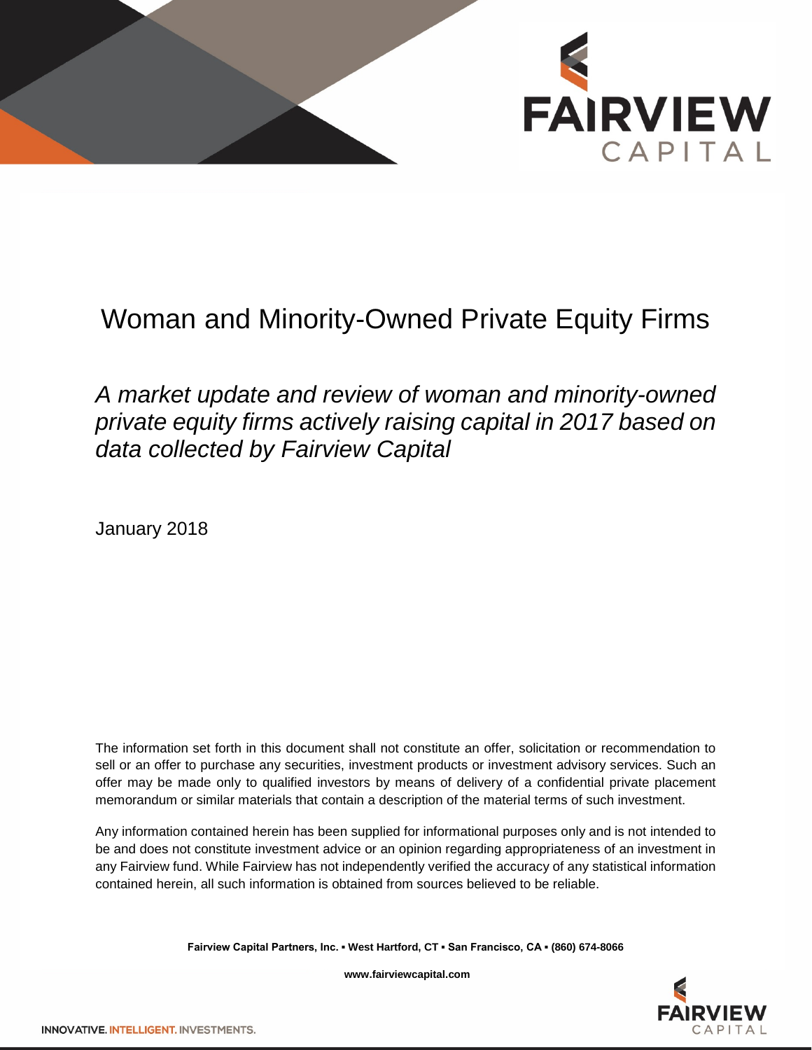# Woman and Minority-Owned Private Equity Firms

*A market update and review of woman and minority-owned private equity firms actively raising capital in 2017 based on data collected by Fairview Capital*

January 2018

The information set forth in this document shall not constitute an offer, solicitation or recommendation to sell or an offer to purchase any securities, investment products or investment advisory services. Such an offer may be made only to qualified investors by means of delivery of a confidential private placement memorandum or similar materials that contain a description of the material terms of such investment.

Any information contained herein has been supplied for informational purposes only and is not intended to be and does not constitute investment advice or an opinion regarding appropriateness of an investment in any Fairview fund. While Fairview has not independently verified the accuracy of any statistical information contained herein, all such information is obtained from sources believed to be reliable.

**Fairview Capital Partners, Inc. ▪ West Hartford, CT ▪ San Francisco, CA ▪ (860) 674-8066**

**www.fairviewcapital.com**

INNOVATIVE. INTELLIGENT. INVESTMENTS.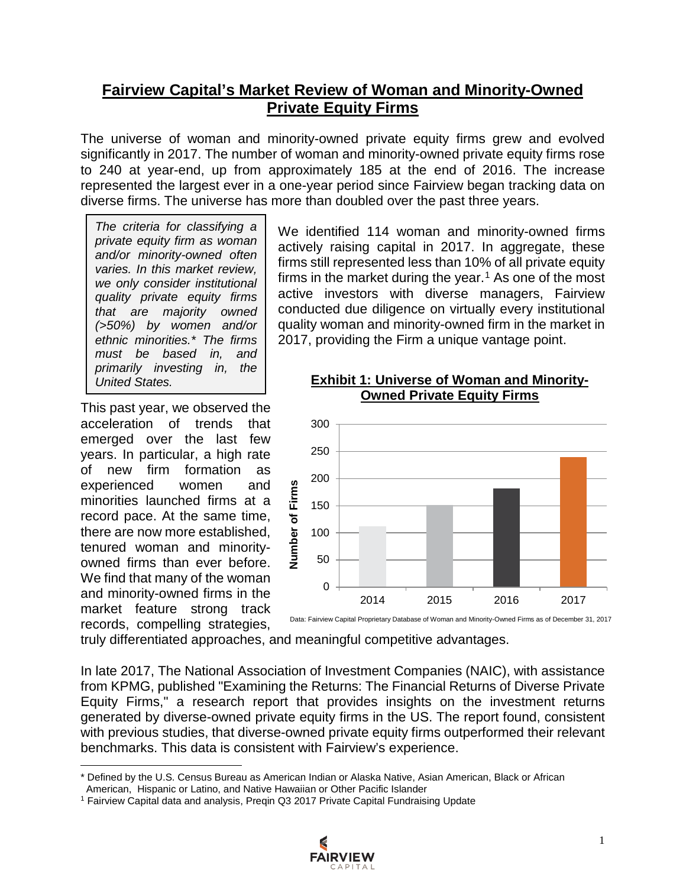# Fairview Capital's Market Review of Woman and Minority-Owned Private Equity Firms

The universe of woman and minority-owned private equity firms grew and evolved significantly in 2017. The number of woman and minority-owned private equity firms rose to 240 at year-end, up from approximately 185 at the end of 2016. The increase represented the largest ever in a one-year period since Fairview began tracking data on diverse firms. The universe has more than doubled over the past three years.

*The criteria for classifying a private equity firm as woman and/or minority-owned often varies. In this market review, we only consider institutional quality private equity firms that are majority owned (>50%) by women and/or ethnic minorities.\* The firms must be based in, and primarily investing in, the United States.*

We identified 114 woman and minority-owned firms actively raising capital in 2017. In aggregate, these firms still represented less than 10% of all private equity firms in the market during the year.[1] As one of the most active investors with diverse managers, Fairview conducted due diligence on virtually every institutional quality woman and minority-owned firm in the market in 2017, providing the Firm a unique vantage point.

**Exhibit 1: Universe of Woman and Minority-Owned Private Equity Firms**

Data: Fairview Capital Proprietary Database of Woman and Minority-Owned Firms as of December 31, 2017

This past year, we observed the acceleration of trends that emerged over the last few years. In particular, a high rate of new firm formation as experienced women and minorities launched firms at a record pace. At the same time, there are now more established, tenured woman and minority-owned firms than ever before. We find that many of the woman and minority-owned firms in the market feature strong track records, compelling strategies, truly differentiated approaches, and meaningful competitive advantages.

In late 2017, The National Association of Investment Companies (NAIC), with assistance from KPMG, published "Examining the Returns: The Financial Returns of Diverse Private Equity Firms," a research report that provides insights on the investment returns generated by diverse-owned private equity firms in the US. The report found, consistent with previous studies, that diverse-owned private equity firms outperformed their relevant benchmarks. This data is consistent with Fairview's experience.

\* Defined by the U.S. Census Bureau as American Indian or Alaska Native, Asian American, Black or African American, Hispanic or Latino, and Native Hawaiian or Other Pacific Islander

[1] Fairview Capital data and analysis, Preqin Q3 2017 Private Capital Fundraising Update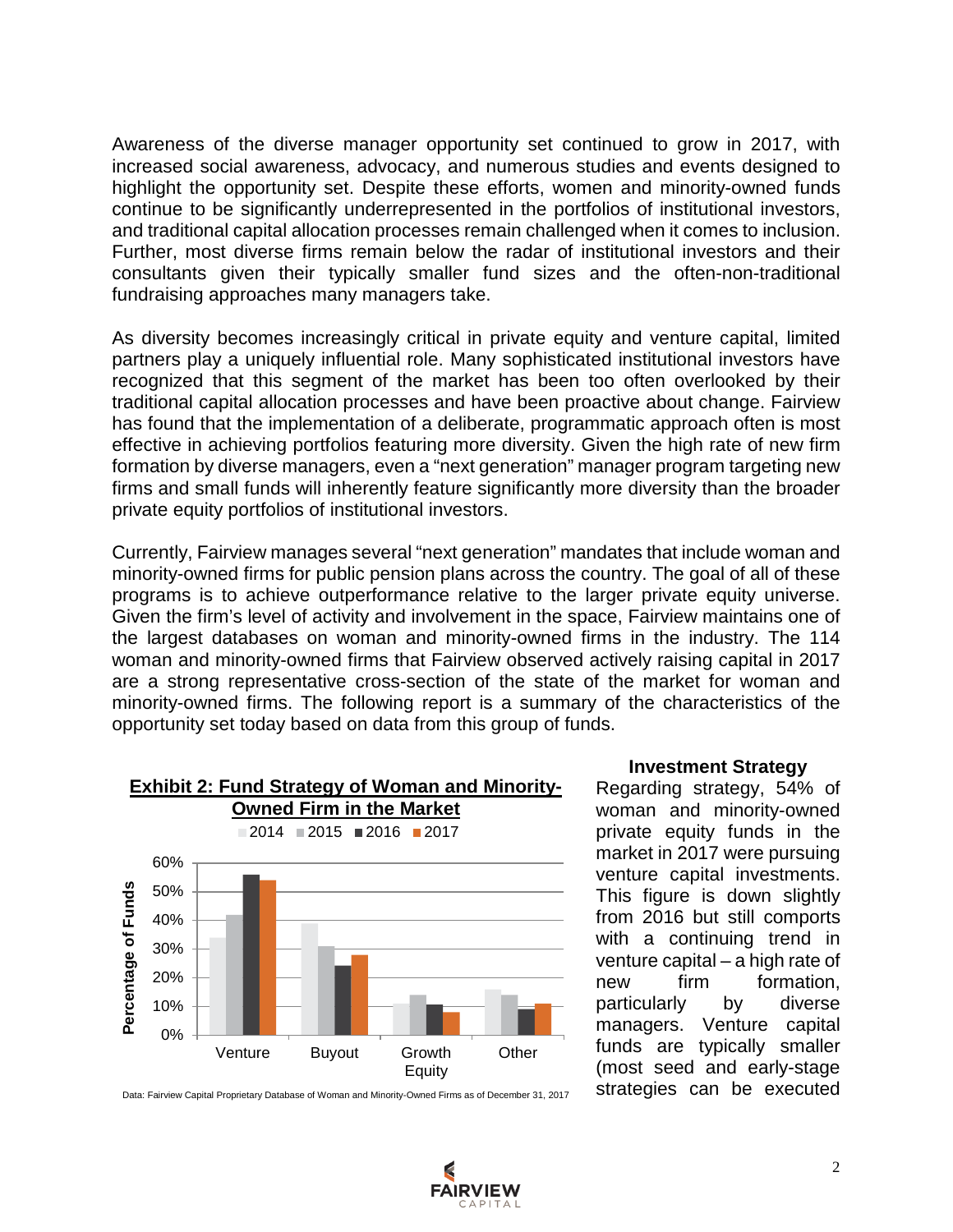Awareness of the diverse manager opportunity set continued to grow in 2017, with increased social awareness, advocacy, and numerous studies and events designed to highlight the opportunity set. Despite these efforts, women and minority-owned funds continue to be significantly underrepresented in the portfolios of institutional investors, and traditional capital allocation processes remain challenged when it comes to inclusion. Further, most diverse firms remain below the radar of institutional investors and their consultants given their typically smaller fund sizes and the often-non-traditional fundraising approaches many managers take.

As diversity becomes increasingly critical in private equity and venture capital, limited partners play a uniquely influential role. Many sophisticated institutional investors have recognized that this segment of the market has been too often overlooked by their traditional capital allocation processes and have been proactive about change. Fairview has found that the implementation of a deliberate, programmatic approach often is most effective in achieving portfolios featuring more diversity. Given the high rate of new firm formation by diverse managers, even a "next generation" manager program targeting new firms and small funds will inherently feature significantly more diversity than the broader private equity portfolios of institutional investors.

Currently, Fairview manages several "next generation" mandates that include woman and minority-owned firms for public pension plans across the country. The goal of all of these programs is to achieve outperformance relative to the larger private equity universe. Given the firm's level of activity and involvement in the space, Fairview maintains one of the largest databases on woman and minority-owned firms in the industry. The 114 woman and minority-owned firms that Fairview observed actively raising capital in 2017 are a strong representative cross-section of the state of the market for woman and minority-owned firms. The following report is a summary of the characteristics of the opportunity set today based on data from this group of funds.

**Exhibit 2: Fund Strategy of Woman and Minority-Owned Firm in the Market**

| Strategy | 2014 | 2015 | 2016 | 2017 |
|---|---|---|---|---|
| Venture | ~34% | ~42% | ~56% | 54% |
| Buyout | ~39% | ~31% | ~24% | ~28% |
| Growth Equity | ~11% | ~14% | ~11% | ~8% |
| Other | ~16% | ~14% | ~9% | ~11% |

Data: Fairview Capital Proprietary Database of Woman and Minority-Owned Firms as of December 31, 2017

### Investment Strategy

Regarding strategy, 54% of woman and minority-owned private equity funds in the market in 2017 were pursuing venture capital investments. This figure is down slightly from 2016 but still comports with a continuing trend in venture capital – a high rate of new firm formation, particularly by diverse managers. Venture capital funds are typically smaller (most seed and early-stage strategies can be executed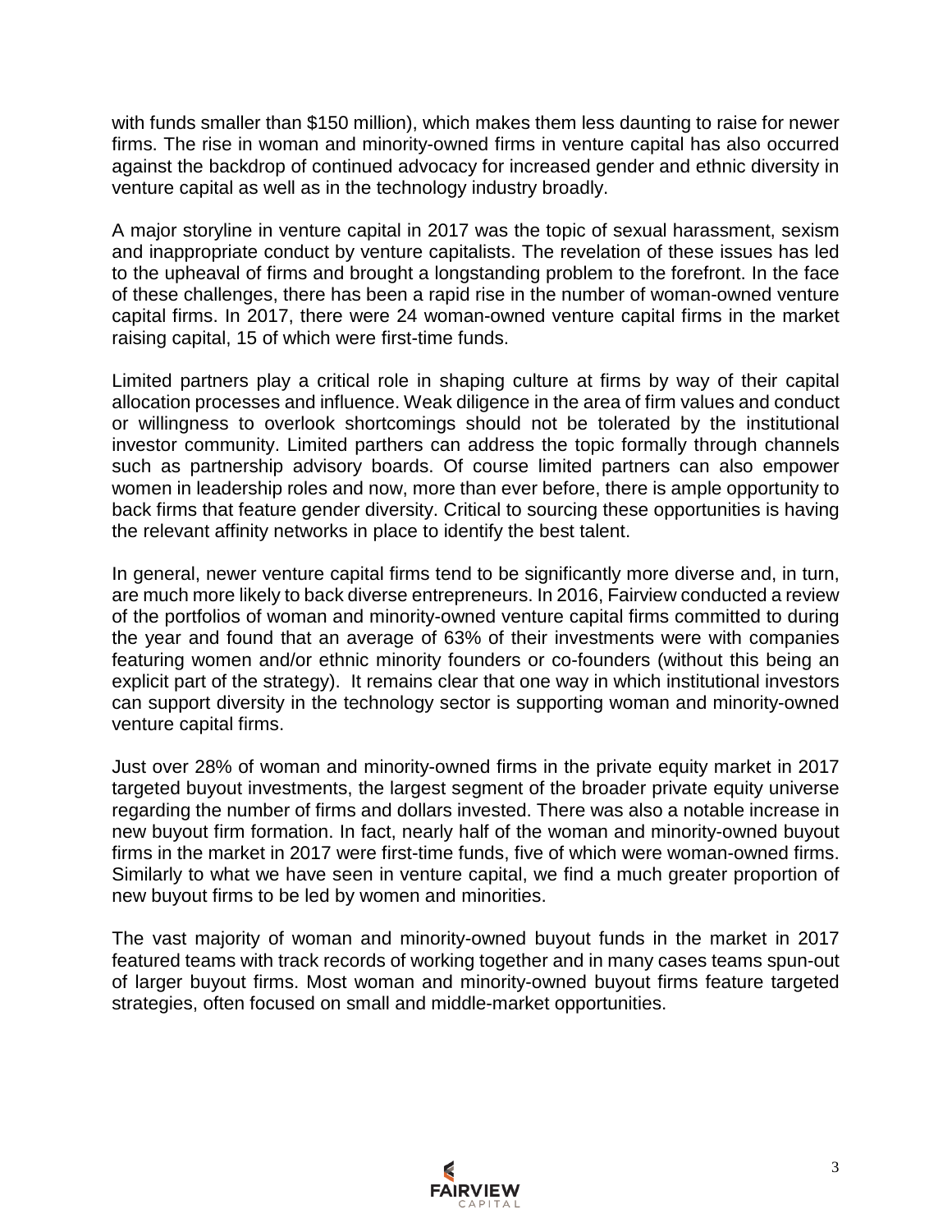with funds smaller than $150 million), which makes them less daunting to raise for newer firms. The rise in woman and minority-owned firms in venture capital has also occurred against the backdrop of continued advocacy for increased gender and ethnic diversity in venture capital as well as in the technology industry broadly.

A major storyline in venture capital in 2017 was the topic of sexual harassment, sexism and inappropriate conduct by venture capitalists. The revelation of these issues has led to the upheaval of firms and brought a longstanding problem to the forefront. In the face of these challenges, there has been a rapid rise in the number of woman-owned venture capital firms. In 2017, there were 24 woman-owned venture capital firms in the market raising capital, 15 of which were first-time funds.

Limited partners play a critical role in shaping culture at firms by way of their capital allocation processes and influence. Weak diligence in the area of firm values and conduct or willingness to overlook shortcomings should not be tolerated by the institutional investor community. Limited parthers can address the topic formally through channels such as partnership advisory boards. Of course limited partners can also empower women in leadership roles and now, more than ever before, there is ample opportunity to back firms that feature gender diversity. Critical to sourcing these opportunities is having the relevant affinity networks in place to identify the best talent.

In general, newer venture capital firms tend to be significantly more diverse and, in turn, are much more likely to back diverse entrepreneurs. In 2016, Fairview conducted a review of the portfolios of woman and minority-owned venture capital firms committed to during the year and found that an average of 63% of their investments were with companies featuring women and/or ethnic minority founders or co-founders (without this being an explicit part of the strategy). It remains clear that one way in which institutional investors can support diversity in the technology sector is supporting woman and minority-owned venture capital firms.

Just over 28% of woman and minority-owned firms in the private equity market in 2017 targeted buyout investments, the largest segment of the broader private equity universe regarding the number of firms and dollars invested. There was also a notable increase in new buyout firm formation. In fact, nearly half of the woman and minority-owned buyout firms in the market in 2017 were first-time funds, five of which were woman-owned firms. Similarly to what we have seen in venture capital, we find a much greater proportion of new buyout firms to be led by women and minorities.

The vast majority of woman and minority-owned buyout funds in the market in 2017 featured teams with track records of working together and in many cases teams spun-out of larger buyout firms. Most woman and minority-owned buyout firms feature targeted strategies, often focused on small and middle-market opportunities.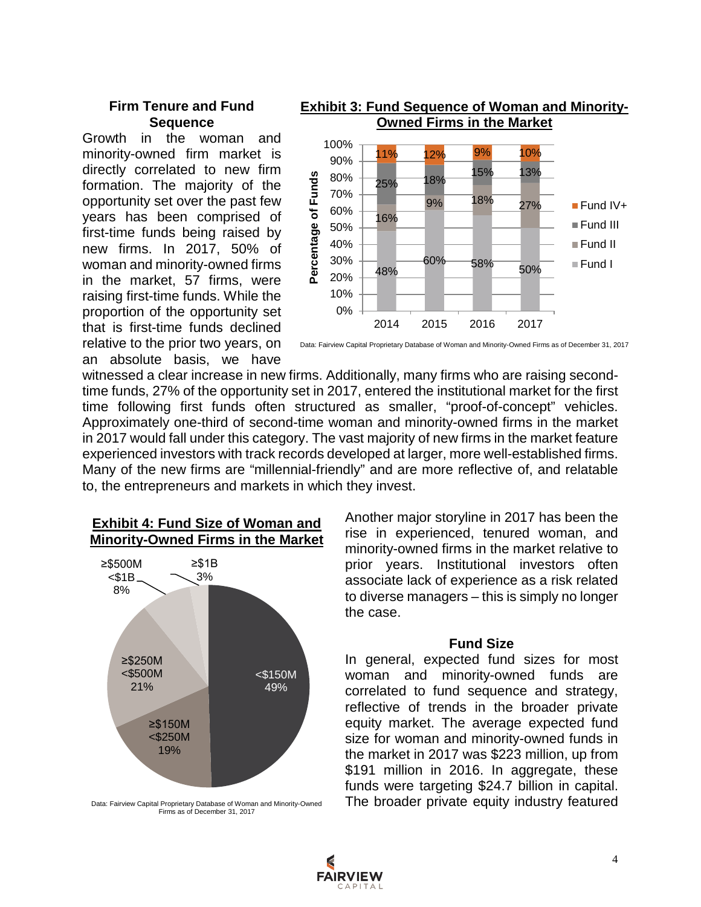### Firm Tenure and Fund Sequence

Growth in the woman and minority-owned firm market is directly correlated to new firm formation. The majority of the opportunity set over the past few years has been comprised of first-time funds being raised by new firms. In 2017, 50% of woman and minority-owned firms in the market, 57 firms, were raising first-time funds. While the proportion of the opportunity set that is first-time funds declined relative to the prior two years, on an absolute basis, we have witnessed a clear increase in new firms. Additionally, many firms who are raising second-time funds, 27% of the opportunity set in 2017, entered the institutional market for the first time following first funds often structured as smaller, "proof-of-concept" vehicles. Approximately one-third of second-time woman and minority-owned firms in the market in 2017 would fall under this category. The vast majority of new firms in the market feature experienced investors with track records developed at larger, more well-established firms. Many of the new firms are "millennial-friendly" and are more reflective of, and relatable to, the entrepreneurs and markets in which they invest.

**Exhibit 3: Fund Sequence of Woman and Minority-Owned Firms in the Market**

| Percentage of Funds | 2014 | 2015 | 2016 | 2017 |
|---|---|---|---|---|
| Fund IV+ | 11% | 12% | 9% | 10% |
| Fund III | 25% | 18% | 15% | 13% |
| Fund II | 16% | 9% | 18% | 27% |
| Fund I | 48% | 60% | 58% | 50% |

Data: Fairview Capital Proprietary Database of Woman and Minority-Owned Firms as of December 31, 2017

**Exhibit 4: Fund Size of Woman and Minority-Owned Firms in the Market**

| Fund Size | Percentage |
|---|---|
| <\$150M | 49% |
| ≥\$150M <\$250M | 19% |
| ≥\$250M <\$500M | 21% |
| ≥\$500M <\$1B | 8% |
| ≥\$1B | 3% |

Data: Fairview Capital Proprietary Database of Woman and Minority-Owned Firms as of December 31, 2017

Another major storyline in 2017 has been the rise in experienced, tenured woman, and minority-owned firms in the market relative to prior years. Institutional investors often associate lack of experience as a risk related to diverse managers – this is simply no longer the case.

### Fund Size

In general, expected fund sizes for most woman and minority-owned funds are correlated to fund sequence and strategy, reflective of trends in the broader private equity market. The average expected fund size for woman and minority-owned funds in the market in 2017 was \$223 million, up from \$191 million in 2016. In aggregate, these funds were targeting \$24.7 billion in capital. The broader private equity industry featured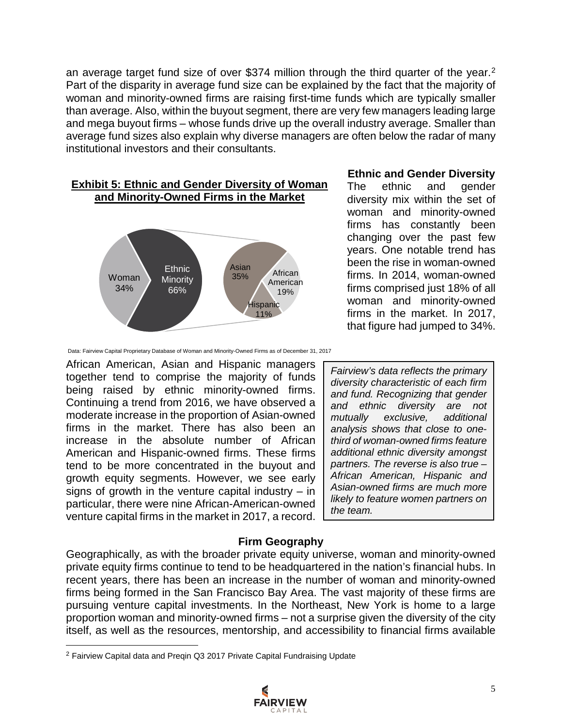an average target fund size of over $374 million through the third quarter of the year.[2] Part of the disparity in average fund size can be explained by the fact that the majority of woman and minority-owned firms are raising first-time funds which are typically smaller than average. Also, within the buyout segment, there are very few managers leading large and mega buyout firms – whose funds drive up the overall industry average. Smaller than average fund sizes also explain why diverse managers are often below the radar of many institutional investors and their consultants.

**Exhibit 5: Ethnic and Gender Diversity of Woman and Minority-Owned Firms in the Market**

| Category | Share |
| --- | --- |
| Woman | 34% |
| Ethnic Minority | 66% |
| – Asian | 35% |
| – African American | 19% |
| – Hispanic | 11% |

Data: Fairview Capital Proprietary Database of Woman and Minority-Owned Firms as of December 31, 2017

### Ethnic and Gender Diversity

The ethnic and gender diversity mix within the set of woman and minority-owned firms has constantly been changing over the past few years. One notable trend has been the rise in woman-owned firms. In 2014, woman-owned firms comprised just 18% of all woman and minority-owned firms in the market. In 2017, that figure had jumped to 34%.

African American, Asian and Hispanic managers together tend to comprise the majority of funds being raised by ethnic minority-owned firms. Continuing a trend from 2016, we have observed a moderate increase in the proportion of Asian-owned firms in the market. There has also been an increase in the absolute number of African American and Hispanic-owned firms. These firms tend to be more concentrated in the buyout and growth equity segments. However, we see early signs of growth in the venture capital industry – in particular, there were nine African-American-owned venture capital firms in the market in 2017, a record.

*Fairview's data reflects the primary diversity characteristic of each firm and fund. Recognizing that gender and ethnic diversity are not mutually exclusive, additional analysis shows that close to one-third of woman-owned firms feature additional ethnic diversity amongst partners. The reverse is also true – African American, Hispanic and Asian-owned firms are much more likely to feature women partners on the team.*

### Firm Geography

Geographically, as with the broader private equity universe, woman and minority-owned private equity firms continue to tend to be headquartered in the nation's financial hubs. In recent years, there has been an increase in the number of woman and minority-owned firms being formed in the San Francisco Bay Area. The vast majority of these firms are pursuing venture capital investments. In the Northeast, New York is home to a large proportion woman and minority-owned firms – not a surprise given the diversity of the city itself, as well as the resources, mentorship, and accessibility to financial firms available

[2] Fairview Capital data and Preqin Q3 2017 Private Capital Fundraising Update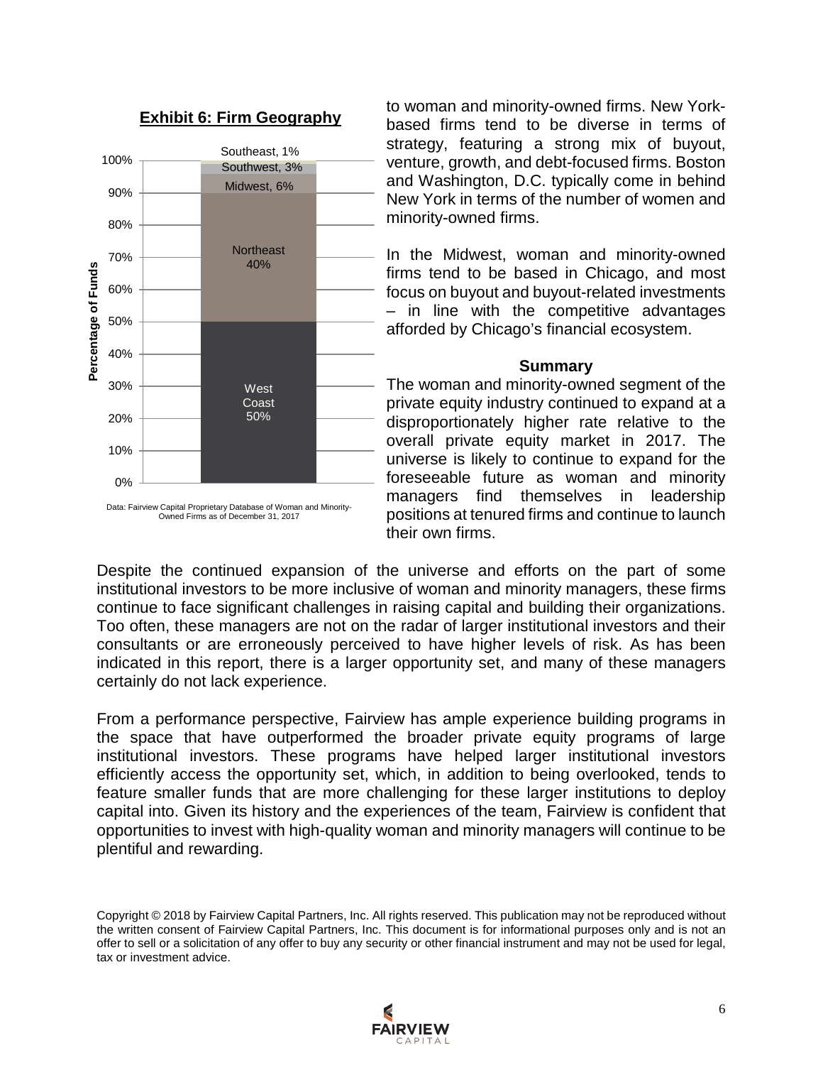**Exhibit 6: Firm Geography**

Southeast, 1%
Southwest, 3%
Midwest, 6%
Northeast 40%
West Coast 50%

100%
90%
80%
70%
60%
50%
40%
30%
20%
10%
0%

Percentage of Funds

Data: Fairview Capital Proprietary Database of Woman and Minority-Owned Firms as of December 31, 2017

to woman and minority-owned firms. New York-based firms tend to be diverse in terms of strategy, featuring a strong mix of buyout, venture, growth, and debt-focused firms. Boston and Washington, D.C. typically come in behind New York in terms of the number of women and minority-owned firms.

In the Midwest, woman and minority-owned firms tend to be based in Chicago, and most focus on buyout and buyout-related investments – in line with the competitive advantages afforded by Chicago's financial ecosystem.

**Summary**

The woman and minority-owned segment of the private equity industry continued to expand at a disproportionately higher rate relative to the overall private equity market in 2017. The universe is likely to continue to expand for the foreseeable future as woman and minority managers find themselves in leadership positions at tenured firms and continue to launch their own firms.

Despite the continued expansion of the universe and efforts on the part of some institutional investors to be more inclusive of woman and minority managers, these firms continue to face significant challenges in raising capital and building their organizations. Too often, these managers are not on the radar of larger institutional investors and their consultants or are erroneously perceived to have higher levels of risk. As has been indicated in this report, there is a larger opportunity set, and many of these managers certainly do not lack experience.

From a performance perspective, Fairview has ample experience building programs in the space that have outperformed the broader private equity programs of large institutional investors. These programs have helped larger institutional investors efficiently access the opportunity set, which, in addition to being overlooked, tends to feature smaller funds that are more challenging for these larger institutions to deploy capital into. Given its history and the experiences of the team, Fairview is confident that opportunities to invest with high-quality woman and minority managers will continue to be plentiful and rewarding.

Copyright © 2018 by Fairview Capital Partners, Inc. All rights reserved. This publication may not be reproduced without the written consent of Fairview Capital Partners, Inc. This document is for informational purposes only and is not an offer to sell or a solicitation of any offer to buy any security or other financial instrument and may not be used for legal, tax or investment advice.